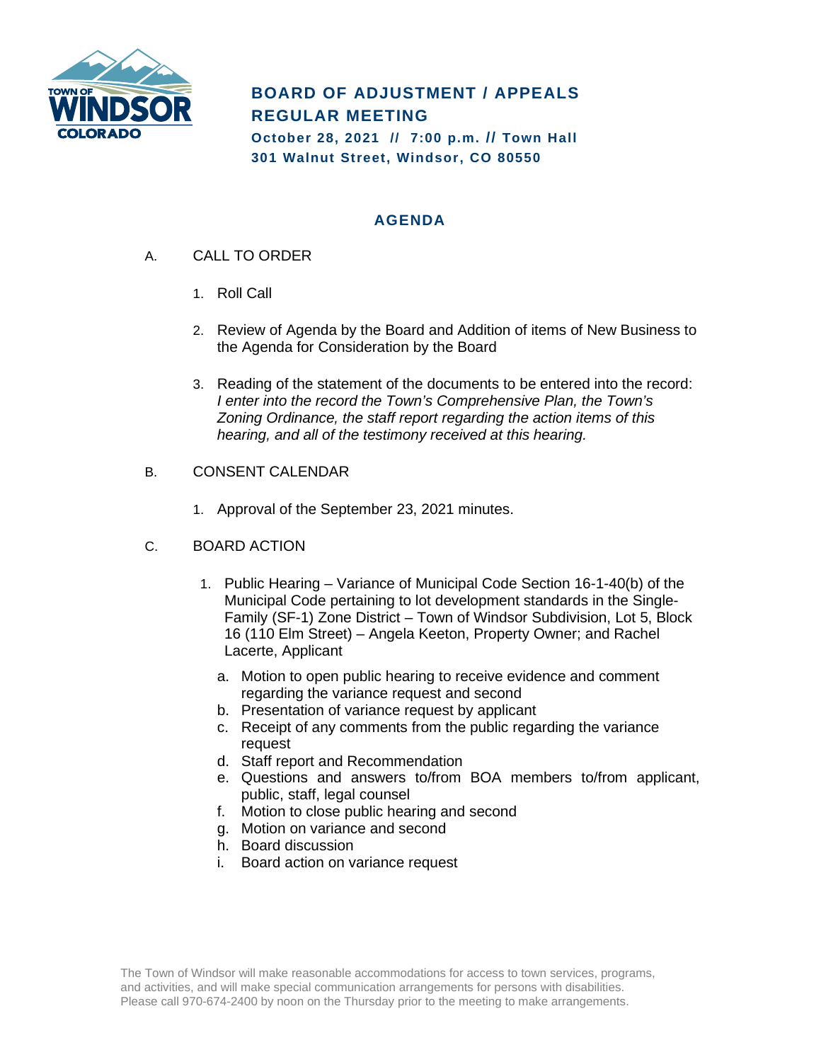# BOARD OF ADJUSTMENT / APPEALS REGULAR MEETING

**October 28, 2021 // 7:00 p.m. // Town Hall**
**301 Walnut Street, Windsor, CO 80550**

## AGENDA

A. CALL TO ORDER

1. Roll Call
2. Review of Agenda by the Board and Addition of items of New Business to the Agenda for Consideration by the Board
3. Reading of the statement of the documents to be entered into the record: *I enter into the record the Town's Comprehensive Plan, the Town's Zoning Ordinance, the staff report regarding the action items of this hearing, and all of the testimony received at this hearing.*

B. CONSENT CALENDAR

1. Approval of the September 23, 2021 minutes.

C. BOARD ACTION

1. Public Hearing – Variance of Municipal Code Section 16-1-40(b) of the Municipal Code pertaining to lot development standards in the Single-Family (SF-1) Zone District – Town of Windsor Subdivision, Lot 5, Block 16 (110 Elm Street) – Angela Keeton, Property Owner; and Rachel Lacerte, Applicant
   a. Motion to open public hearing to receive evidence and comment regarding the variance request and second
   b. Presentation of variance request by applicant
   c. Receipt of any comments from the public regarding the variance request
   d. Staff report and Recommendation
   e. Questions and answers to/from BOA members to/from applicant, public, staff, legal counsel
   f. Motion to close public hearing and second
   g. Motion on variance and second
   h. Board discussion
   i. Board action on variance request

The Town of Windsor will make reasonable accommodations for access to town services, programs, and activities, and will make special communication arrangements for persons with disabilities. Please call 970-674-2400 by noon on the Thursday prior to the meeting to make arrangements.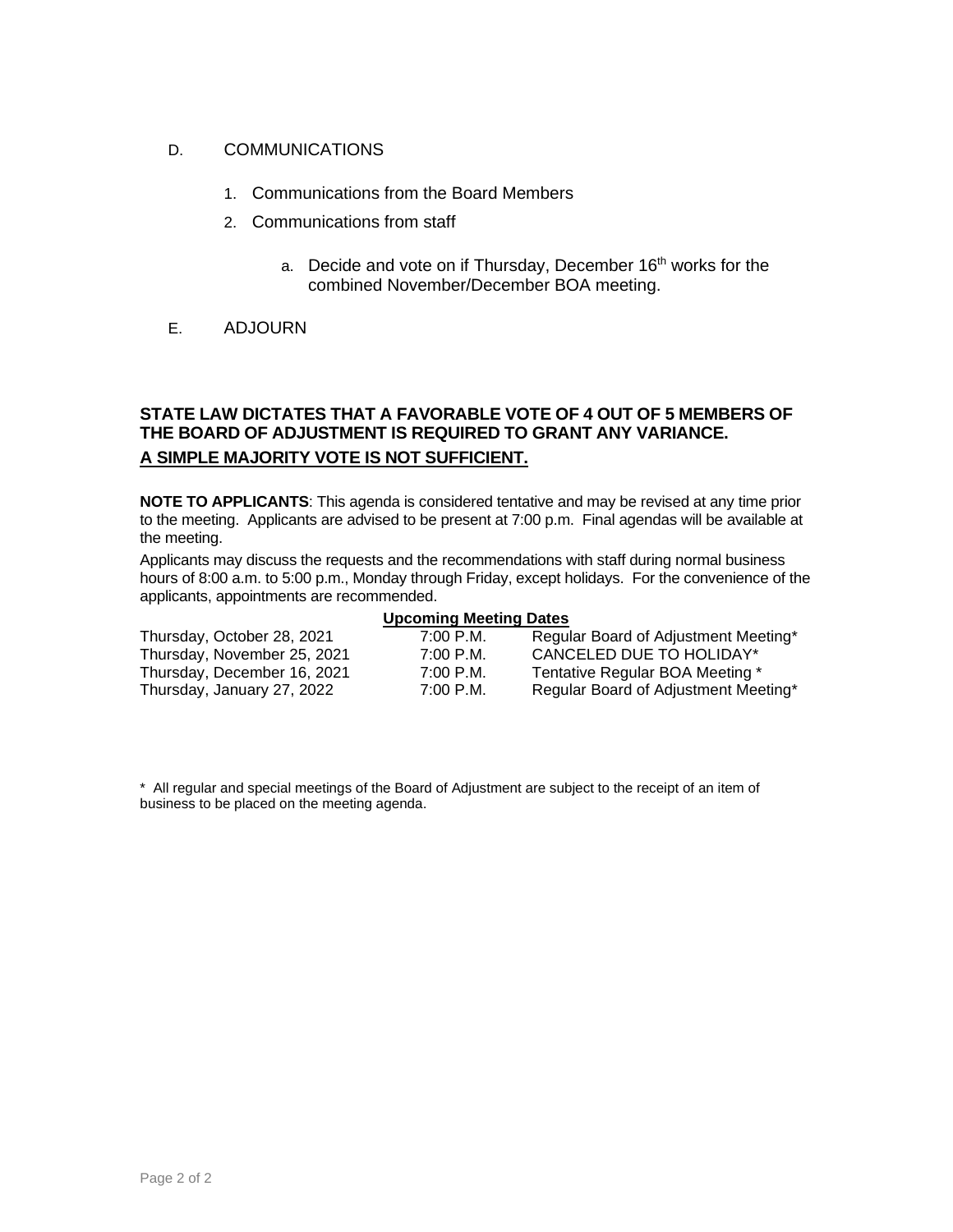D. COMMUNICATIONS

1. Communications from the Board Members
2. Communications from staff

   a. Decide and vote on if Thursday, December 16th works for the combined November/December BOA meeting.

E. ADJOURN

**STATE LAW DICTATES THAT A FAVORABLE VOTE OF 4 OUT OF 5 MEMBERS OF THE BOARD OF ADJUSTMENT IS REQUIRED TO GRANT ANY VARIANCE.**
**<u>A SIMPLE MAJORITY VOTE IS NOT SUFFICIENT.</u>**

**NOTE TO APPLICANTS**: This agenda is considered tentative and may be revised at any time prior to the meeting. Applicants are advised to be present at 7:00 p.m. Final agendas will be available at the meeting.

Applicants may discuss the requests and the recommendations with staff during normal business hours of 8:00 a.m. to 5:00 p.m., Monday through Friday, except holidays. For the convenience of the applicants, appointments are recommended.

**<u>Upcoming Meeting Dates</u>**

| | | |
|---|---|---|
| Thursday, October 28, 2021 | 7:00 P.M. | Regular Board of Adjustment Meeting* |
| Thursday, November 25, 2021 | 7:00 P.M. | CANCELED DUE TO HOLIDAY* |
| Thursday, December 16, 2021 | 7:00 P.M. | Tentative Regular BOA Meeting * |
| Thursday, January 27, 2022 | 7:00 P.M. | Regular Board of Adjustment Meeting* |

\* All regular and special meetings of the Board of Adjustment are subject to the receipt of an item of business to be placed on the meeting agenda.